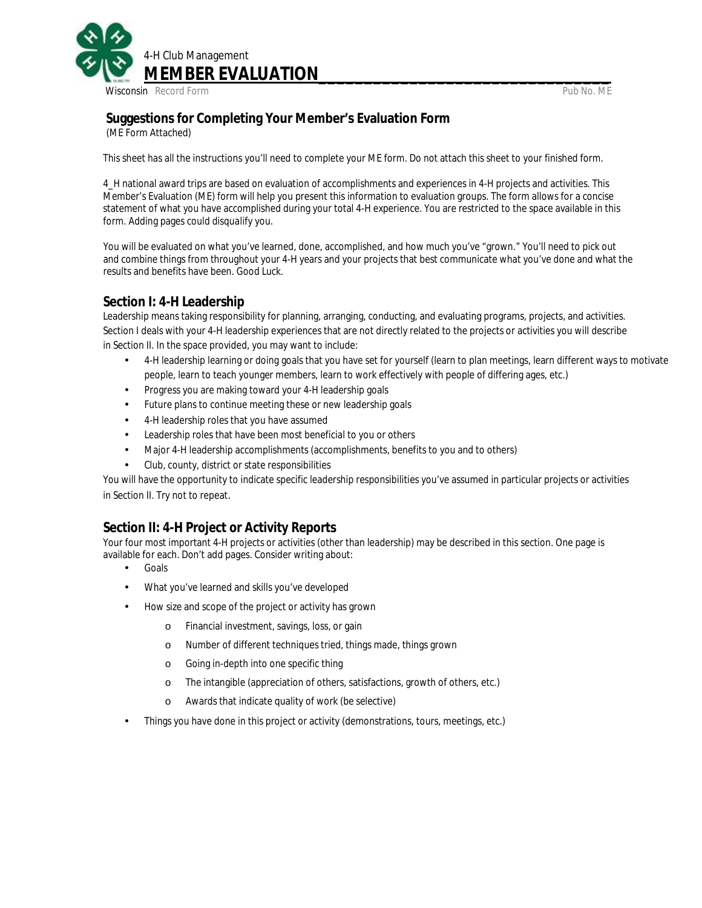4-H Club Management

# MEMBER EVALUATION

Wisconsin Record Form Pub No. ME

## Suggestions for Completing Your Member's Evaluation Form

(ME Form Attached)

This sheet has all the instructions you'll need to complete your ME form. Do not attach this sheet to your finished form.

4_H national award trips are based on evaluation of accomplishments and experiences in 4-H projects and activities. This Member's Evaluation (ME) form will help you present this information to evaluation groups. The form allows for a concise statement of what you have accomplished during your total 4-H experience. You are restricted to the space available in this form. Adding pages could disqualify you.

You will be evaluated on what you've learned, done, accomplished, and how much you've "grown." You'll need to pick out and combine things from throughout your 4-H years and your projects that best communicate what you've done and what the results and benefits have been. Good Luck.

### Section I: 4-H Leadership

Leadership means taking responsibility for planning, arranging, conducting, and evaluating programs, projects, and activities. Section I deals with your 4-H leadership experiences that are not directly related to the projects or activities you will describe in Section II. In the space provided, you may want to include:

- 4-H leadership learning or doing goals that you have set for yourself (learn to plan meetings, learn different ways to motivate people, learn to teach younger members, learn to work effectively with people of differing ages, etc.)
- Progress you are making toward your 4-H leadership goals
- Future plans to continue meeting these or new leadership goals
- 4-H leadership roles that you have assumed
- Leadership roles that have been most beneficial to you or others
- Major 4-H leadership accomplishments (accomplishments, benefits to you and to others)
- Club, county, district or state responsibilities

You will have the opportunity to indicate specific leadership responsibilities you've assumed in particular projects or activities in Section II. Try not to repeat.

### Section II: 4-H Project or Activity Reports

Your four most important 4-H projects or activities (other than leadership) may be described in this section. One page is available for each. Don't add pages. Consider writing about:

- Goals
- What you've learned and skills you've developed
- How size and scope of the project or activity has grown
  - Financial investment, savings, loss, or gain
  - Number of different techniques tried, things made, things grown
  - Going in-depth into one specific thing
  - The intangible (appreciation of others, satisfactions, growth of others, etc.)
  - Awards that indicate quality of work (be selective)
- Things you have done in this project or activity (demonstrations, tours, meetings, etc.)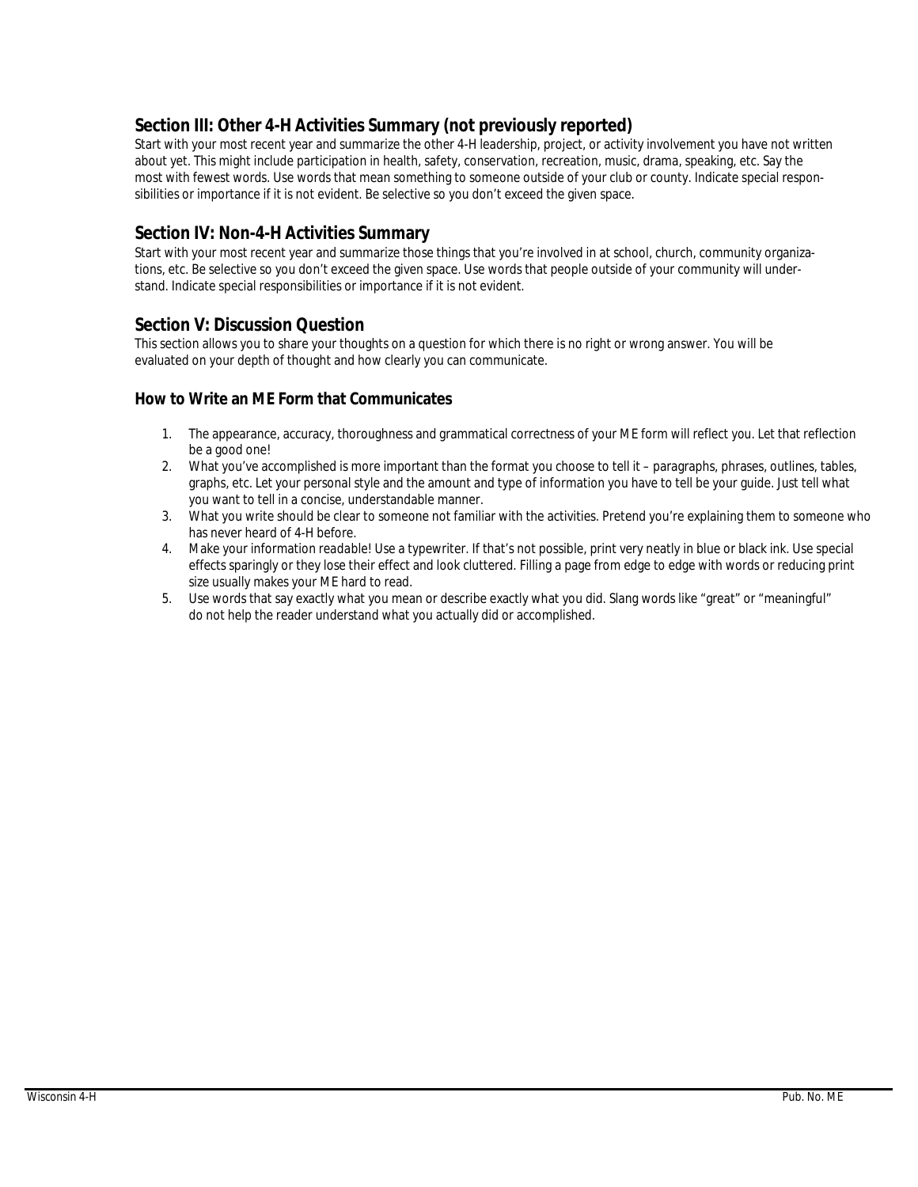## Section III: Other 4-H Activities Summary (not previously reported)

Start with your most recent year and summarize the other 4-H leadership, project, or activity involvement you have not written about yet. This might include participation in health, safety, conservation, recreation, music, drama, speaking, etc. Say the most with fewest words. Use words that mean something to someone outside of your club or county. Indicate special responsibilities or importance if it is not evident. Be selective so you don't exceed the given space.

## Section IV: Non-4-H Activities Summary

Start with your most recent year and summarize those things that you're involved in at school, church, community organizations, etc. Be selective so you don't exceed the given space. Use words that people outside of your community will understand. Indicate special responsibilities or importance if it is not evident.

## Section V: Discussion Question

This section allows you to share your thoughts on a question for which there is no right or wrong answer. You will be evaluated on your depth of thought and how clearly you can communicate.

### How to Write an ME Form that Communicates

1. The appearance, accuracy, thoroughness and grammatical correctness of your ME form will reflect you. Let that reflection be a good one!
2. What you've accomplished is more important than the format you choose to tell it – paragraphs, phrases, outlines, tables, graphs, etc. Let your personal style and the amount and type of information you have to tell be your guide. Just tell what you want to tell in a concise, understandable manner.
3. What you write should be clear to someone not familiar with the activities. Pretend you're explaining them to someone who has never heard of 4-H before.
4. Make your information readable! Use a typewriter. If that's not possible, print very neatly in blue or black ink. Use special effects sparingly or they lose their effect and look cluttered. Filling a page from edge to edge with words or reducing print size usually makes your ME hard to read.
5. Use words that say exactly what you mean or describe exactly what you did. Slang words like "great" or "meaningful" do not help the reader understand what you actually did or accomplished.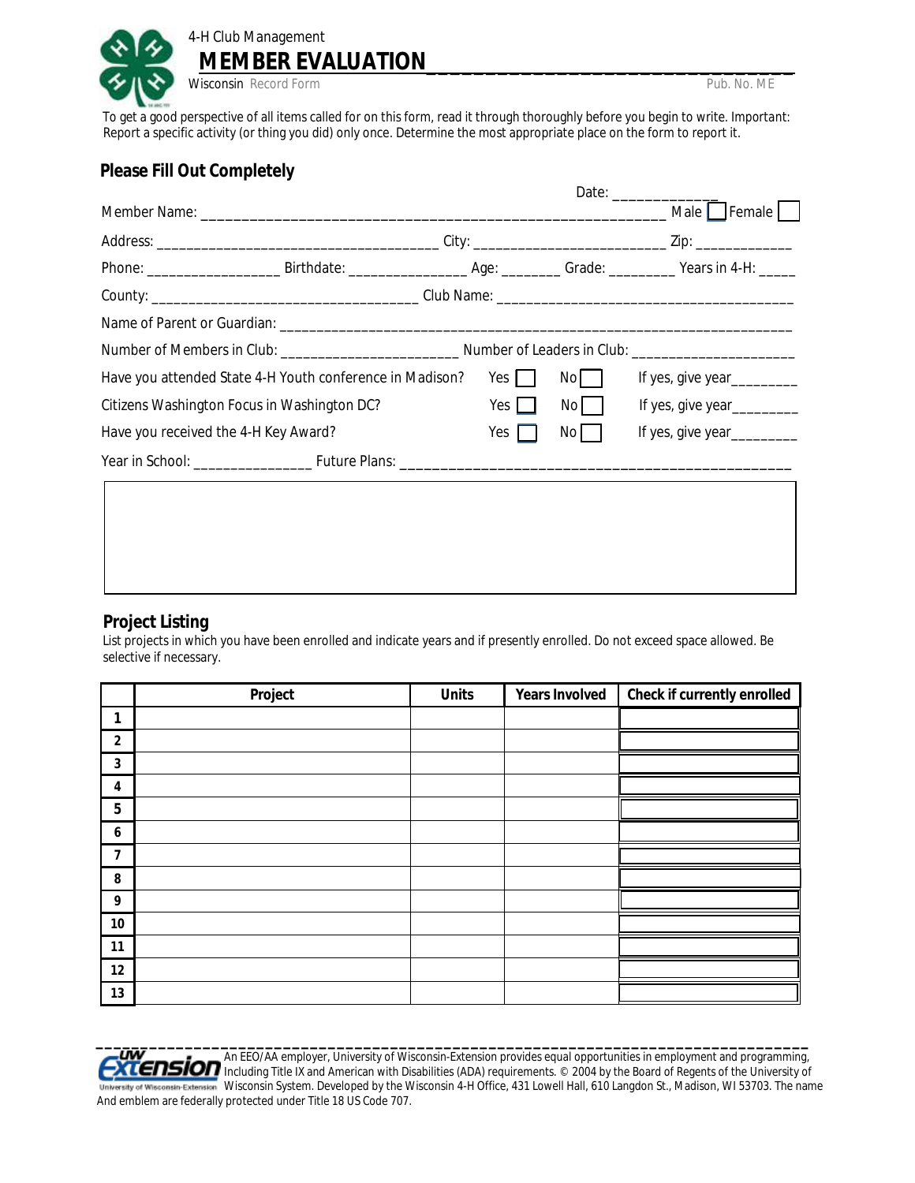4-H Club Management

# MEMBER EVALUATION

Wisconsin Record Form

Pub. No. ME

To get a good perspective of all items called for on this form, read it through thoroughly before you begin to write. Important: Report a specific activity (or thing you did) only once. Determine the most appropriate place on the form to report it.

## Please Fill Out Completely

Date: _____________

Member Name: ________________________________________________________ Male ☐ Female ☐

Address: ___________________________________ City: ________________________ Zip: ____________

Phone: _________________ Birthdate: _______________ Age: ________ Grade: ________ Years in 4-H: _____

County: __________________________________ Club Name: _____________________________________

Name of Parent or Guardian: ______________________________________________________________

Number of Members in Club: ______________________ Number of Leaders in Club: ____________________

Have you attended State 4-H Youth conference in Madison? Yes ☐ No ☐ If yes, give year________

Citizens Washington Focus in Washington DC? Yes ☐ No ☐ If yes, give year________

Have you received the 4-H Key Award? Yes ☐ No ☐ If yes, give year________

Year in School: _______________ Future Plans: _______________________________________________

## Project Listing

List projects in which you have been enrolled and indicate years and if presently enrolled. Do not exceed space allowed. Be selective if necessary.

| | Project | Units | Years Involved | Check if currently enrolled |
|---|---|---|---|---|
| 1 | | | | |
| 2 | | | | |
| 3 | | | | |
| 4 | | | | |
| 5 | | | | |
| 6 | | | | |
| 7 | | | | |
| 8 | | | | |
| 9 | | | | |
| 10 | | | | |
| 11 | | | | |
| 12 | | | | |
| 13 | | | | |

An EEO/AA employer, University of Wisconsin-Extension provides equal opportunities in employment and programming, Including Title IX and American with Disabilities (ADA) requirements. © 2004 by the Board of Regents of the University of Wisconsin System. Developed by the Wisconsin 4-H Office, 431 Lowell Hall, 610 Langdon St., Madison, WI 53703. The name And emblem are federally protected under Title 18 US Code 707.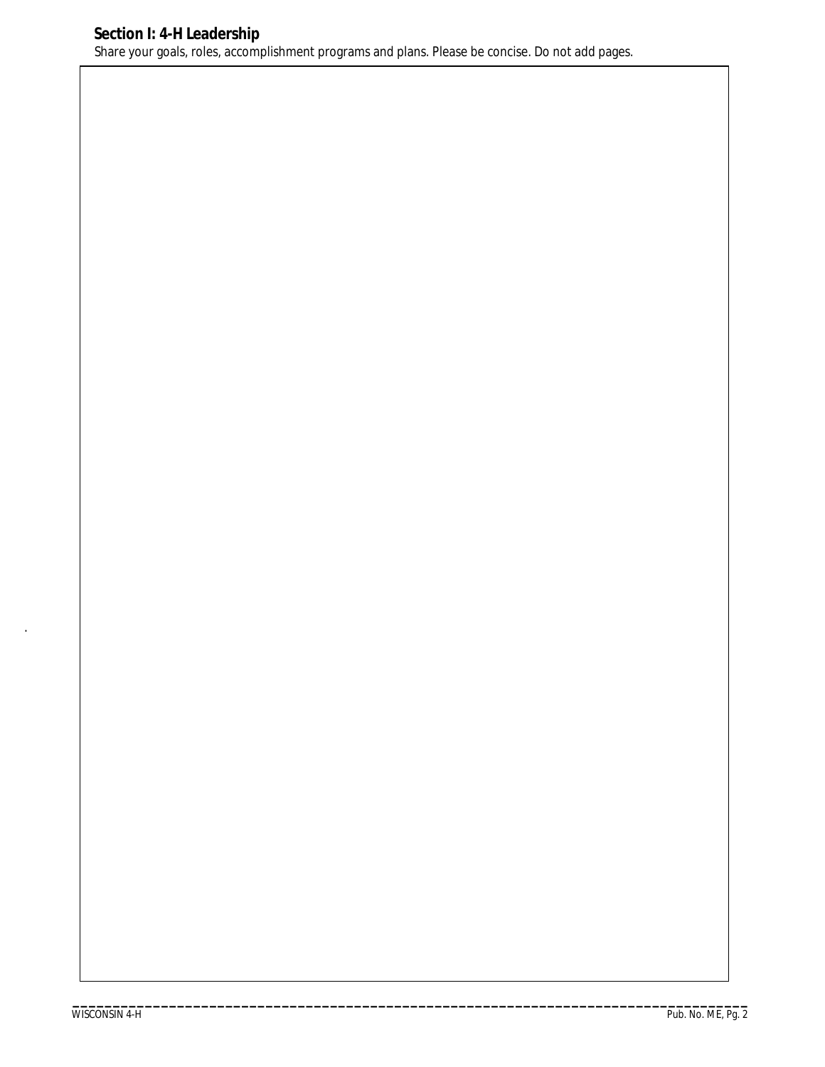## Section I: 4-H Leadership

Share your goals, roles, accomplishment programs and plans. Please be concise. Do not add pages.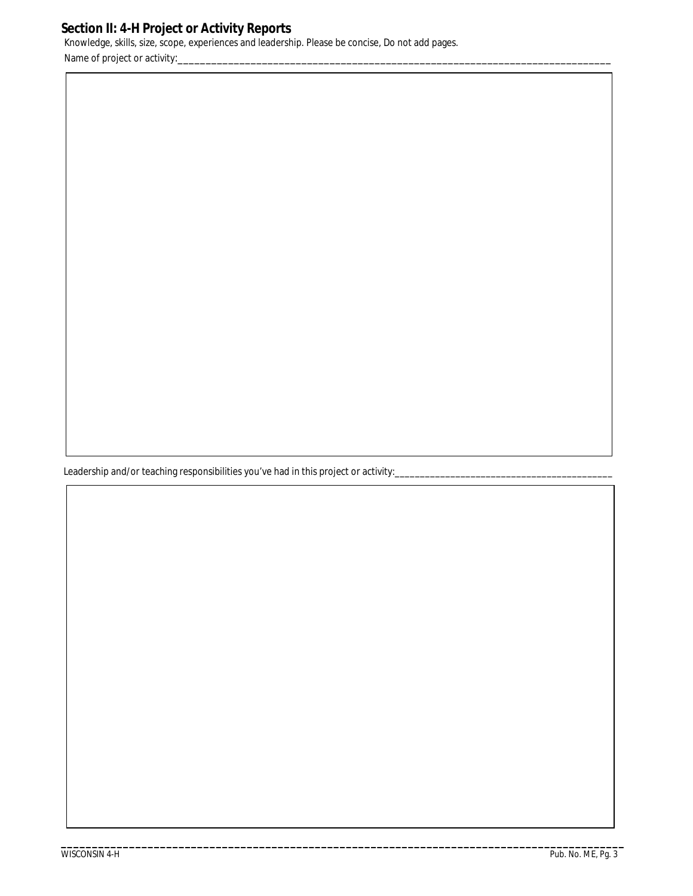## Section II: 4-H Project or Activity Reports

Knowledge, skills, size, scope, experiences and leadership. Please be concise, Do not add pages.

Name of project or activity:_______________________________________________________________________________

Leadership and/or teaching responsibilities you've had in this project or activity:_____________________________________________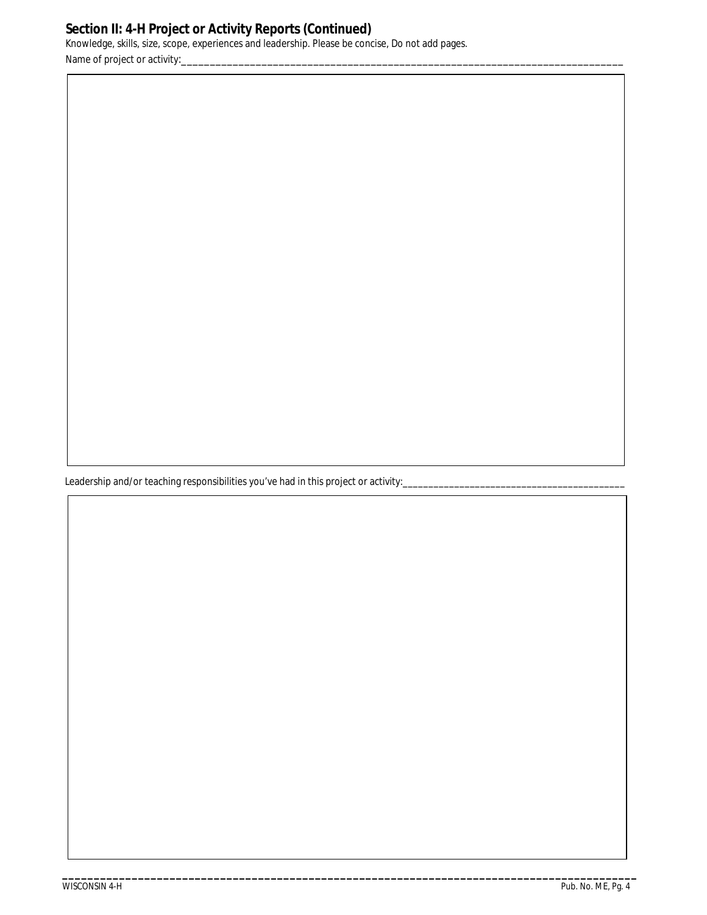## Section II: 4-H Project or Activity Reports (Continued)

Knowledge, skills, size, scope, experiences and leadership. Please be concise, Do not add pages.

Name of project or activity:_______________________________________________________________________________

Leadership and/or teaching responsibilities you've had in this project or activity:_____________________________________________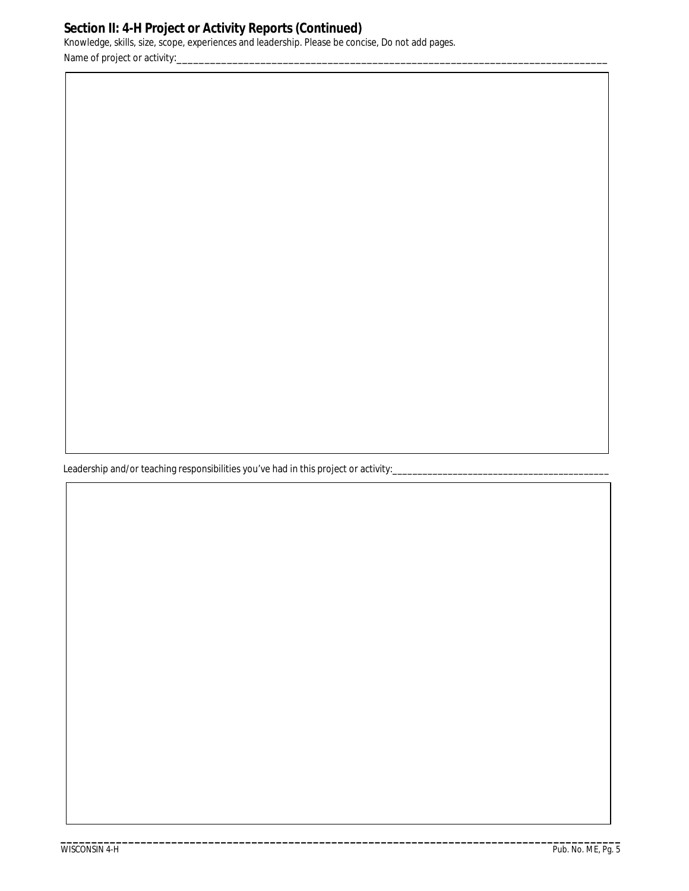## Section II: 4-H Project or Activity Reports (Continued)

Knowledge, skills, size, scope, experiences and leadership. Please be concise, Do not add pages.

Name of project or activity:_______________________________________________________________________________

Leadership and/or teaching responsibilities you've had in this project or activity:_____________________________________________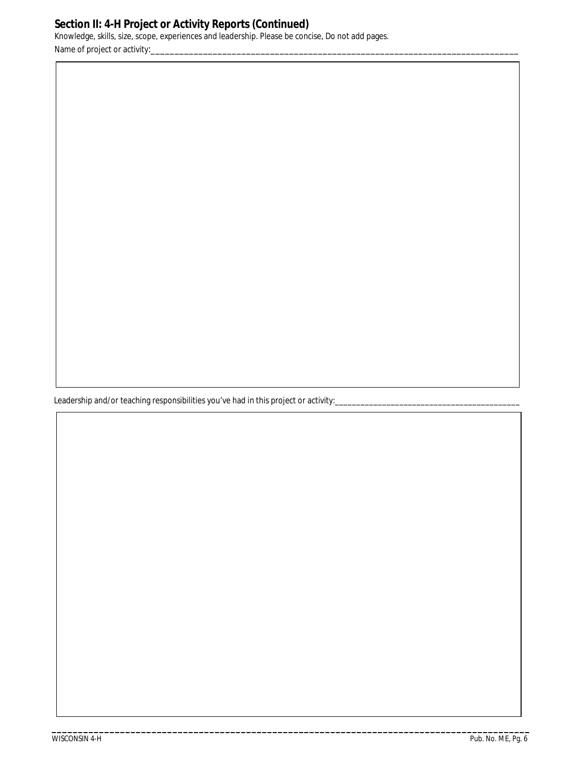## Section II: 4-H Project or Activity Reports (Continued)

Knowledge, skills, size, scope, experiences and leadership. Please be concise, Do not add pages.

Name of project or activity:\_\_\_\_\_\_\_\_\_\_\_\_\_\_\_\_\_\_\_\_\_\_\_\_\_\_\_\_\_\_\_\_\_\_\_\_\_\_\_\_\_\_\_\_\_\_\_\_\_\_\_\_\_\_\_\_\_\_\_\_\_\_\_\_\_\_\_\_\_\_\_\_\_\_\_\_

Leadership and/or teaching responsibilities you've had in this project or activity:\_\_\_\_\_\_\_\_\_\_\_\_\_\_\_\_\_\_\_\_\_\_\_\_\_\_\_\_\_\_\_\_\_\_\_\_\_\_\_\_\_\_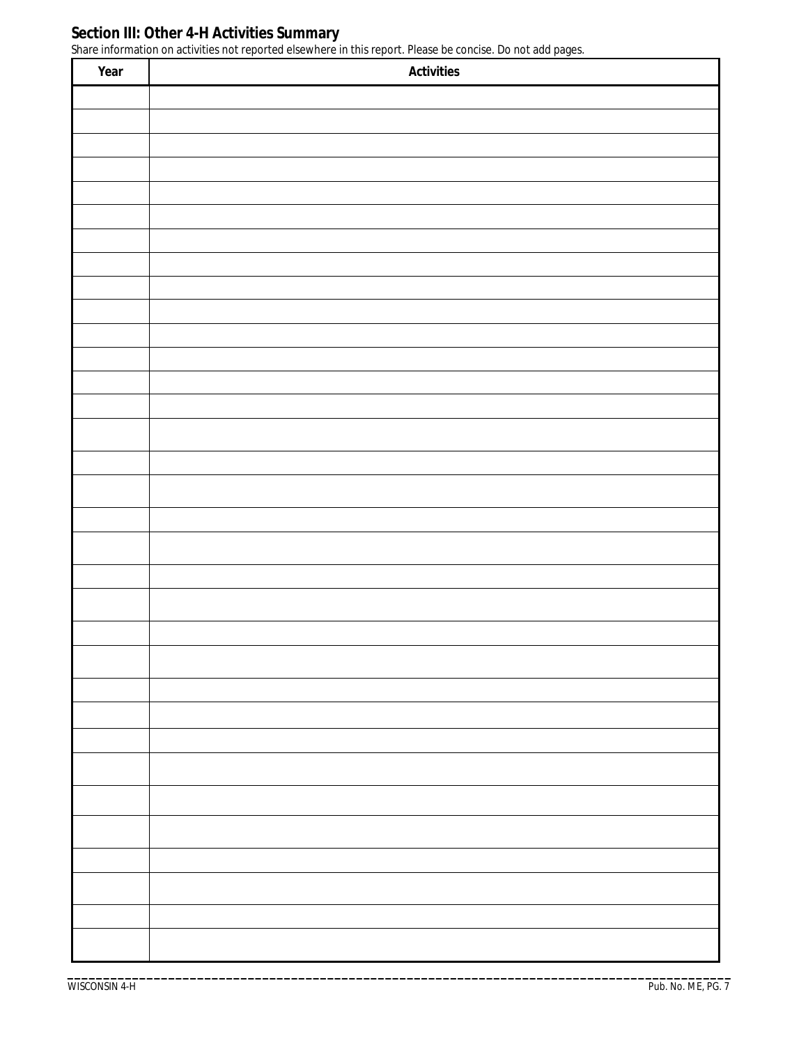## Section III: Other 4-H Activities Summary

Share information on activities not reported elsewhere in this report. Please be concise. Do not add pages.

| Year | Activities |
| --- | --- |
| | |
| | |
| | |
| | |
| | |
| | |
| | |
| | |
| | |
| | |
| | |
| | |
| | |
| | |
| | |
| | |
| | |
| | |
| | |
| | |
| | |
| | |
| | |
| | |
| | |
| | |
| | |
| | |
| | |
| | |
| | |
| | |
| | |
| | |
| | |
| | |
| | |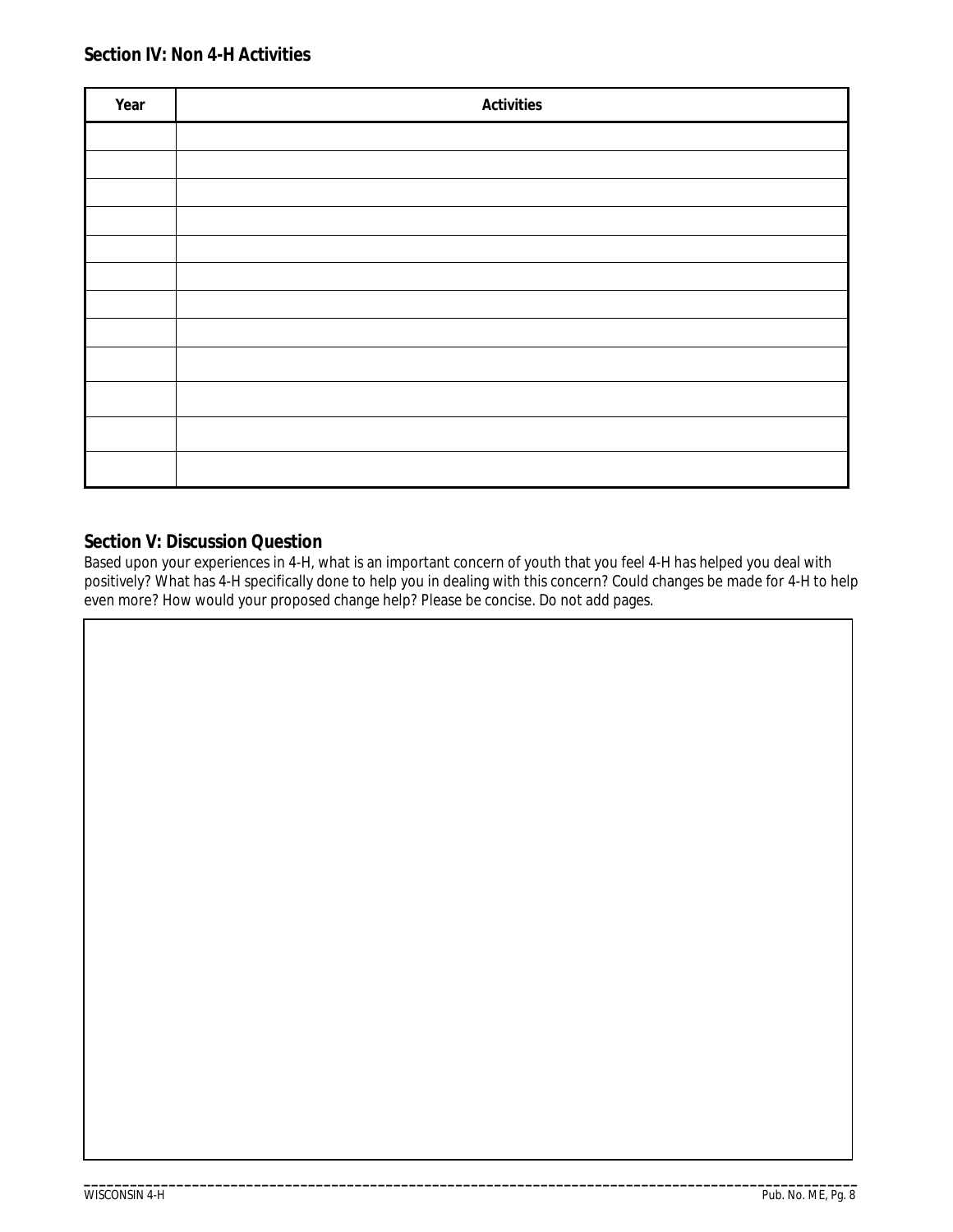## Section IV: Non 4-H Activities

| Year | Activities |
| --- | --- |
| | |
| | |
| | |
| | |
| | |
| | |
| | |
| | |
| | |
| | |
| | |
| | |

## Section V: Discussion Question

Based upon your experiences in 4-H, what is an important concern of youth that you feel 4-H has helped you deal with positively? What has 4-H specifically done to help you in dealing with this concern? Could changes be made for 4-H to help even more? How would your proposed change help? Please be concise. Do not add pages.